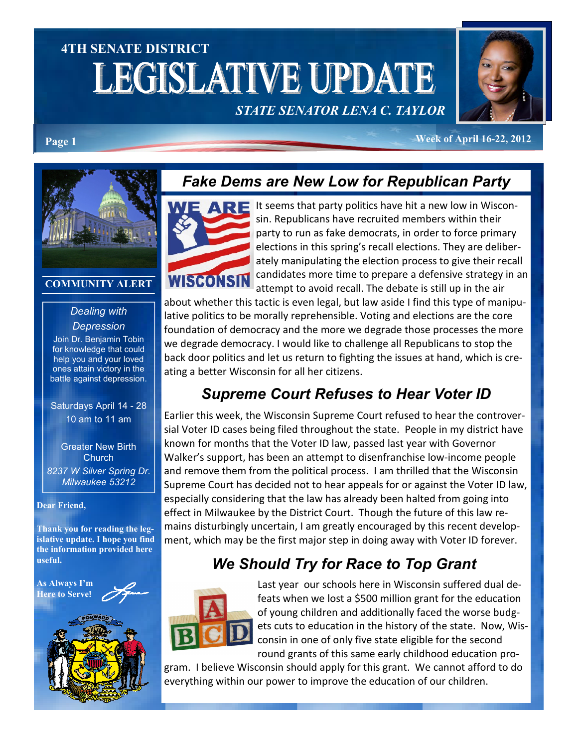# 4TH SENATE DISTRICT LEGISLATIVE UPDATE

*STATE SENATOR LENA C. TAYLOR*

Week of April 16-22, 2012

## Fake Dems are New Low for Republican Party

It seems that party politics have hit a new low in Wisconsin. Republicans have recruited members within their party to run as fake democrats, in order to force primary elections in this spring's recall elections. They are deliberately manipulating the election process to give their recall candidates more time to prepare a defensive strategy in an attempt to avoid recall. The debate is still up in the air about whether this tactic is even legal, but law aside I find this type of manipulative politics to be morally reprehensible. Voting and elections are the core foundation of democracy and the more we degrade those processes the more we degrade democracy. I would like to challenge all Republicans to stop the back door politics and let us return to fighting the issues at hand, which is creating a better Wisconsin for all her citizens.

## Supreme Court Refuses to Hear Voter ID

Earlier this week, the Wisconsin Supreme Court refused to hear the controversial Voter ID cases being filed throughout the state. People in my district have known for months that the Voter ID law, passed last year with Governor Walker's support, has been an attempt to disenfranchise low-income people and remove them from the political process. I am thrilled that the Wisconsin Supreme Court has decided not to hear appeals for or against the Voter ID law, especially considering that the law has already been halted from going into effect in Milwaukee by the District Court. Though the future of this law remains disturbingly uncertain, I am greatly encouraged by this recent development, which may be the first major step in doing away with Voter ID forever.

## We Should Try for Race to Top Grant

Last year our schools here in Wisconsin suffered dual defeats when we lost a $500 million grant for the education of young children and additionally faced the worse budgets cuts to education in the history of the state. Now, Wisconsin in one of only five state eligible for the second round grants of this same early childhood education program. I believe Wisconsin should apply for this grant. We cannot afford to do everything within our power to improve the education of our children.

### COMMUNITY ALERT

*Dealing with Depression*

Join Dr. Benjamin Tobin for knowledge that could help you and your loved ones attain victory in the battle against depression.

Saturdays April 14 - 28
10 am to 11 am

Greater New Birth Church
*8237 W Silver Spring Dr.*
*Milwaukee 53212*

**Dear Friend,**

**Thank you for reading the legislative update. I hope you find the information provided here useful.**

**As Always I'm Here to Serve!**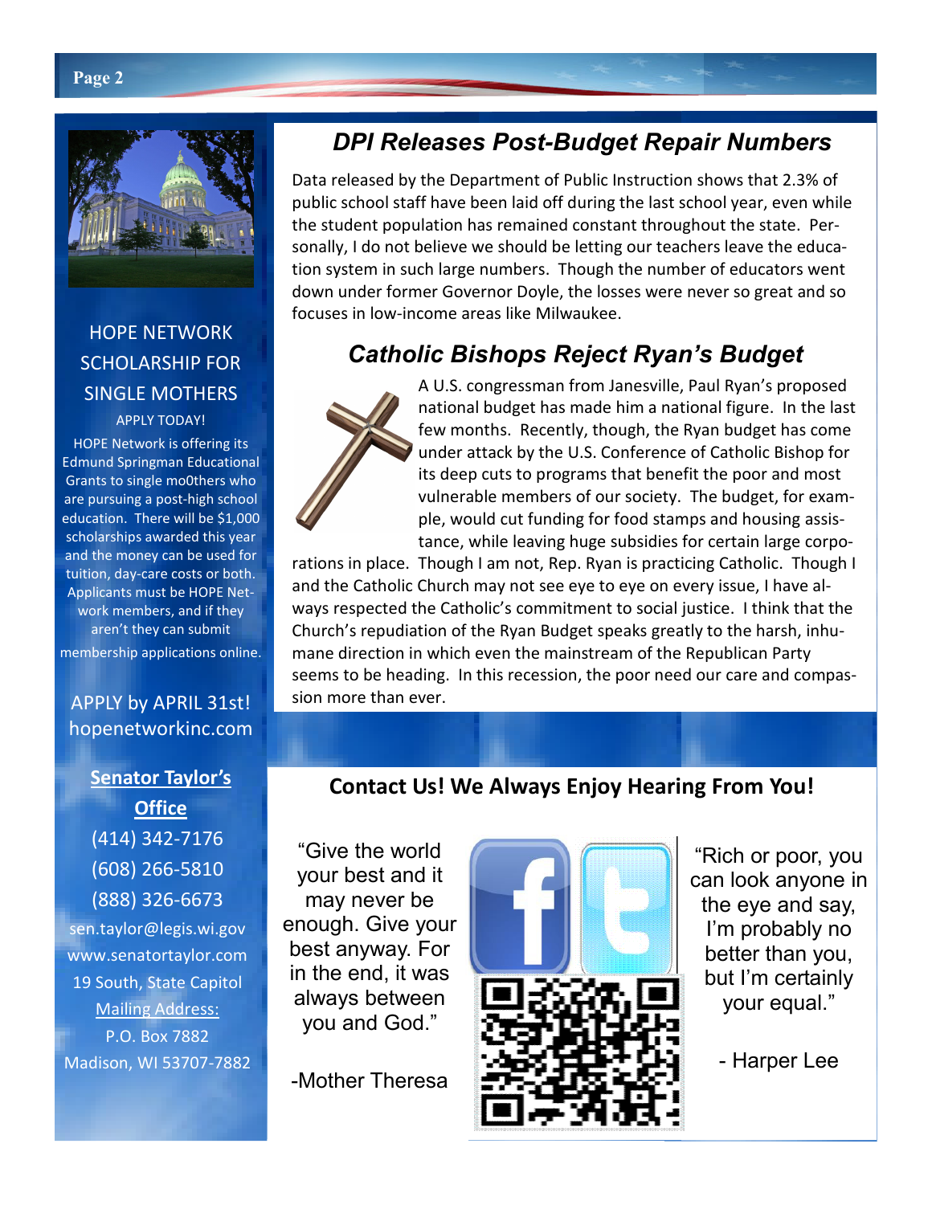## DPI Releases Post-Budget Repair Numbers

Data released by the Department of Public Instruction shows that 2.3% of public school staff have been laid off during the last school year, even while the student population has remained constant throughout the state. Personally, I do not believe we should be letting our teachers leave the education system in such large numbers. Though the number of educators went down under former Governor Doyle, the losses were never so great and so focuses in low-income areas like Milwaukee.

## Catholic Bishops Reject Ryan's Budget

A U.S. congressman from Janesville, Paul Ryan's proposed national budget has made him a national figure. In the last few months. Recently, though, the Ryan budget has come under attack by the U.S. Conference of Catholic Bishop for its deep cuts to programs that benefit the poor and most vulnerable members of our society. The budget, for example, would cut funding for food stamps and housing assistance, while leaving huge subsidies for certain large corporations in place. Though I am not, Rep. Ryan is practicing Catholic. Though I and the Catholic Church may not see eye to eye on every issue, I have always respected the Catholic's commitment to social justice. I think that the Church's repudiation of the Ryan Budget speaks greatly to the harsh, inhumane direction in which even the mainstream of the Republican Party seems to be heading. In this recession, the poor need our care and compassion more than ever.

## HOPE NETWORK SCHOLARSHIP FOR SINGLE MOTHERS

APPLY TODAY!

HOPE Network is offering its Edmund Springman Educational Grants to single mo0thers who are pursuing a post-high school education. There will be $1,000 scholarships awarded this year and the money can be used for tuition, day-care costs or both. Applicants must be HOPE Network members, and if they aren't they can submit membership applications online.

APPLY by APRIL 31st!
hopenetworkinc.com

**Senator Taylor's Office**

(414) 342-7176
(608) 266-5810
(888) 326-6673
sen.taylor@legis.wi.gov
www.senatortaylor.com
19 South, State Capitol

Mailing Address:
P.O. Box 7882
Madison, WI 53707-7882

## Contact Us! We Always Enjoy Hearing From You!

"Give the world your best and it may never be enough. Give your best anyway. For in the end, it was always between you and God."

-Mother Theresa

"Rich or poor, you can look anyone in the eye and say, I'm probably no better than you, but I'm certainly your equal."

- Harper Lee